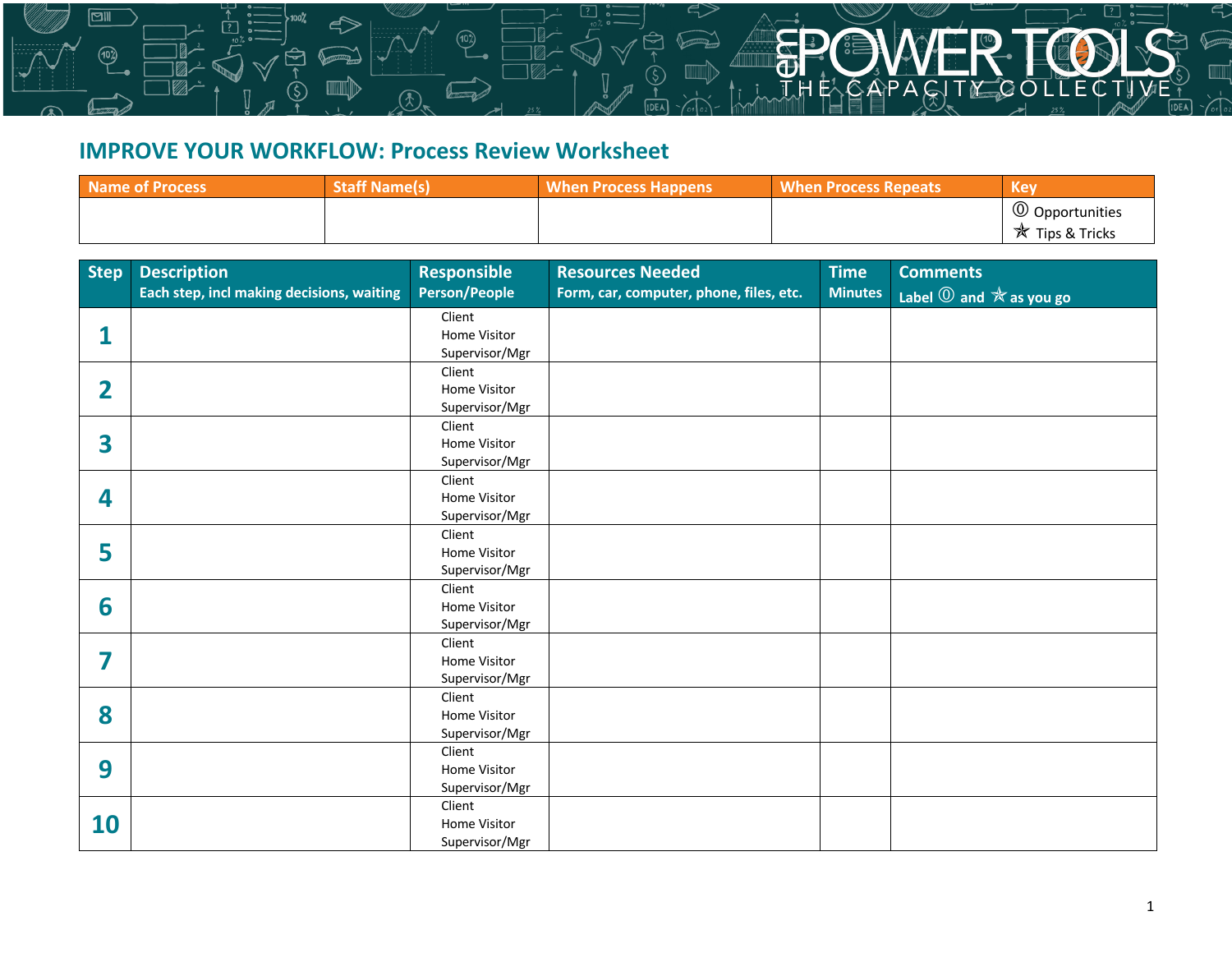EMPOWER TOOLS
THE CAPACITY COLLECTIVE

## IMPROVE YOUR WORKFLOW: Process Review Worksheet

| Name of Process | Staff Name(s) | When Process Happens | When Process Repeats | Key |
|---|---|---|---|---|
| | | | | ⓪ Opportunities<br>✯ Tips & Tricks |

| Step | Description<br>Each step, incl making decisions, waiting | Responsible Person/People | Resources Needed<br>Form, car, computer, phone, files, etc. | Time Minutes | Comments<br>Label ⓪ and ✯ as you go |
|---|---|---|---|---|---|
| 1 | | Client<br>Home Visitor<br>Supervisor/Mgr | | | |
| 2 | | Client<br>Home Visitor<br>Supervisor/Mgr | | | |
| 3 | | Client<br>Home Visitor<br>Supervisor/Mgr | | | |
| 4 | | Client<br>Home Visitor<br>Supervisor/Mgr | | | |
| 5 | | Client<br>Home Visitor<br>Supervisor/Mgr | | | |
| 6 | | Client<br>Home Visitor<br>Supervisor/Mgr | | | |
| 7 | | Client<br>Home Visitor<br>Supervisor/Mgr | | | |
| 8 | | Client<br>Home Visitor<br>Supervisor/Mgr | | | |
| 9 | | Client<br>Home Visitor<br>Supervisor/Mgr | | | |
| 10 | | Client<br>Home Visitor<br>Supervisor/Mgr | | | |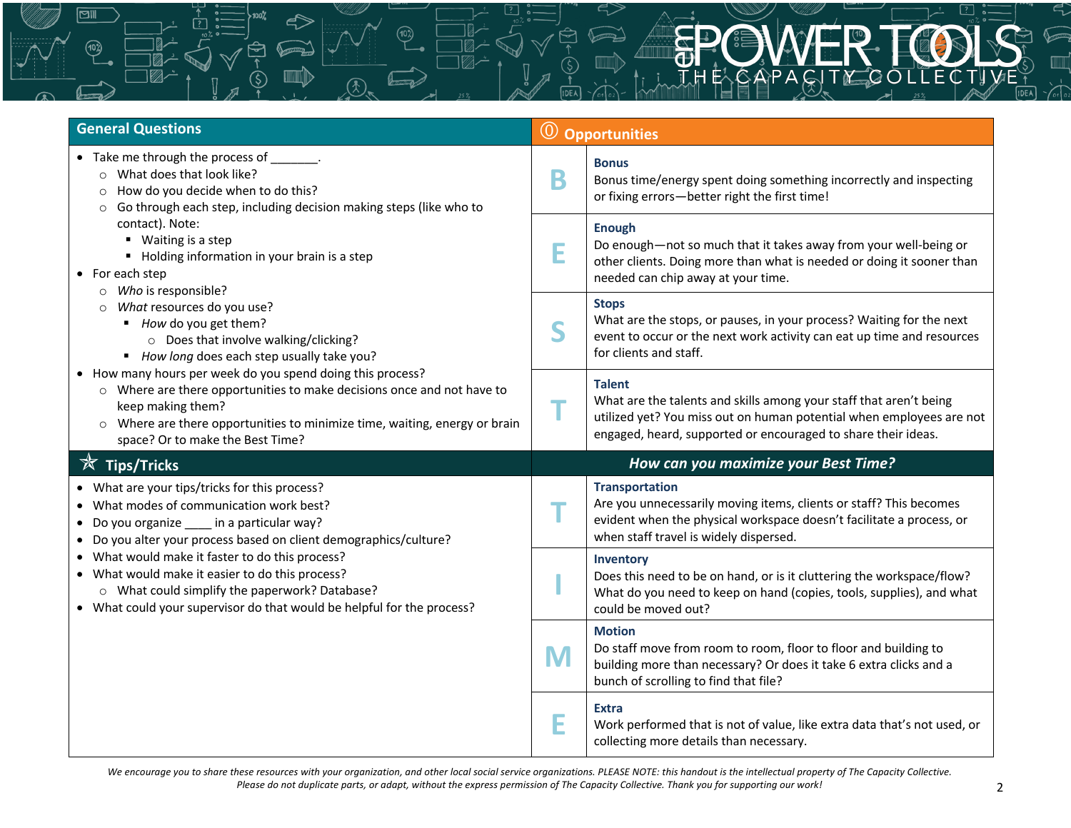## General Questions

- Take me through the process of _______.
  - What does that look like?
  - How do you decide when to do this?
  - Go through each step, including decision making steps (like who to contact). Note:
    - Waiting is a step
    - Holding information in your brain is a step
- For each step
  - *Who* is responsible?
  - *What* resources do you use?
    - *How* do you get them?
      - Does that involve walking/clicking?
    - *How long* does each step usually take you?
- How many hours per week do you spend doing this process?
  - Where are there opportunities to make decisions once and not have to keep making them?
  - Where are there opportunities to minimize time, waiting, energy or brain space? Or to make the Best Time?

## Tips/Tricks

- What are your tips/tricks for this process?
- What modes of communication work best?
- Do you organize ____ in a particular way?
- Do you alter your process based on client demographics/culture?
- What would make it faster to do this process?
- What would make it easier to do this process?
  - What could simplify the paperwork? Database?
- What could your supervisor do that would be helpful for the process?

## Opportunities

| | |
|---|---|
| **B** | **Bonus**<br>Bonus time/energy spent doing something incorrectly and inspecting or fixing errors—better right the first time! |
| **E** | **Enough**<br>Do enough—not so much that it takes away from your well-being or other clients. Doing more than what is needed or doing it sooner than needed can chip away at your time. |
| **S** | **Stops**<br>What are the stops, or pauses, in your process? Waiting for the next event to occur or the next work activity can eat up time and resources for clients and staff. |
| **T** | **Talent**<br>What are the talents and skills among your staff that aren't being utilized yet? You miss out on human potential when employees are not engaged, heard, supported or encouraged to share their ideas. |

### *How can you maximize your Best Time?*

| | |
|---|---|
| **T** | **Transportation**<br>Are you unnecessarily moving items, clients or staff? This becomes evident when the physical workspace doesn't facilitate a process, or when staff travel is widely dispersed. |
| **I** | **Inventory**<br>Does this need to be on hand, or is it cluttering the workspace/flow? What do you need to keep on hand (copies, tools, supplies), and what could be moved out? |
| **M** | **Motion**<br>Do staff move from room to room, floor to floor and building to building more than necessary? Or does it take 6 extra clicks and a bunch of scrolling to find that file? |
| **E** | **Extra**<br>Work performed that is not of value, like extra data that's not used, or collecting more details than necessary. |

*We encourage you to share these resources with your organization, and other local social service organizations. PLEASE NOTE: this handout is the intellectual property of The Capacity Collective. Please do not duplicate parts, or adapt, without the express permission of The Capacity Collective. Thank you for supporting our work!*